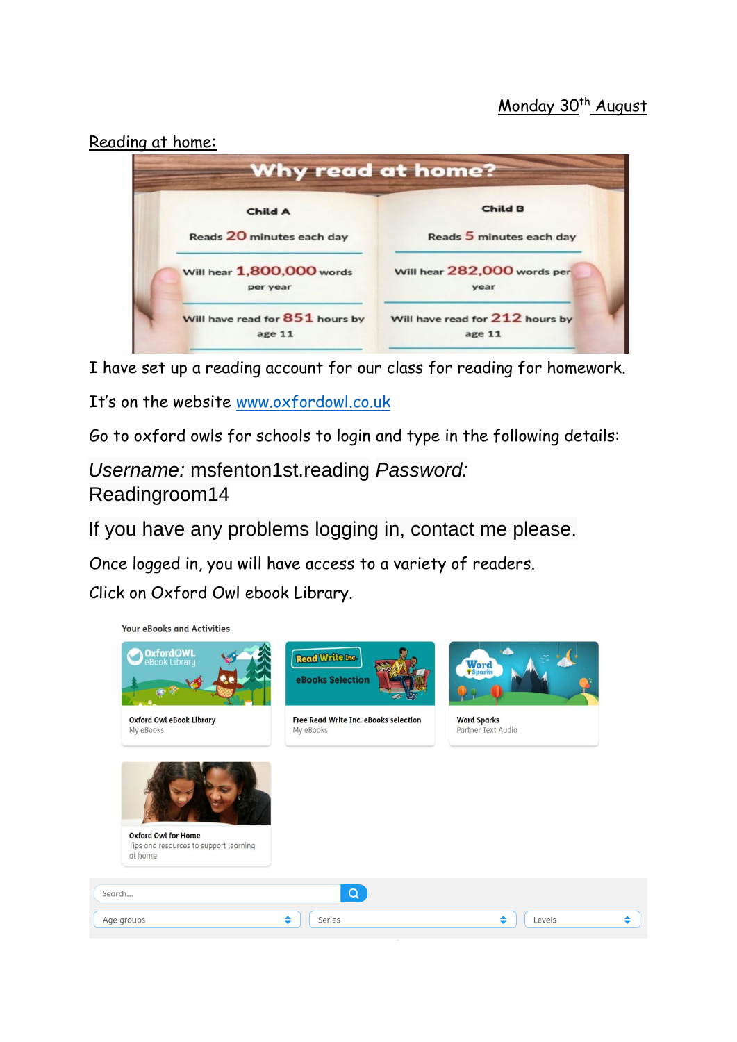Monday 30th August

Reading at home:

**Why read at home?**

| Child A | Child B |
| --- | --- |
| Reads 20 minutes each day | Reads 5 minutes each day |
| Will hear 1,800,000 words per year | Will hear 282,000 words per year |
| Will have read for 851 hours by age 11 | Will have read for 212 hours by age 11 |

I have set up a reading account for our class for reading for homework.

It's on the website [www.oxfordowl.co.uk](http://www.oxfordowl.co.uk)

Go to oxford owls for schools to login and type in the following details:

*Username:* msfenton1st.reading *Password:* Readingroom14

If you have any problems logging in, contact me please.

Once logged in, you will have access to a variety of readers.

Click on Oxford Owl ebook Library.

Your eBooks and Activities

- Oxford Owl eBook Library — My eBooks
- Free Read Write Inc. eBooks selection — My eBooks
- Word Sparks — Partner Text Audio
- Oxford Owl for Home — Tips and resources to support learning at home

Search...

Age groups | Series | Levels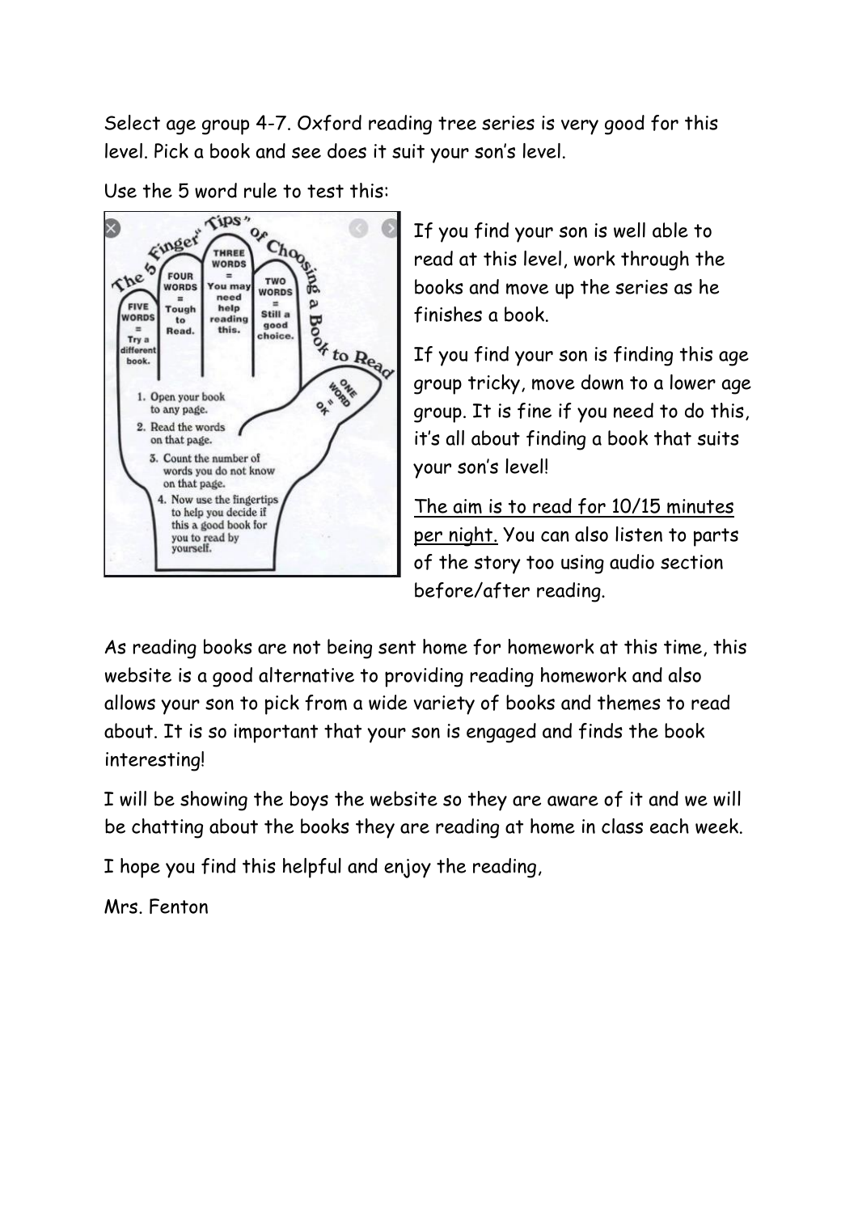Select age group 4-7. Oxford reading tree series is very good for this level. Pick a book and see does it suit your son's level.

Use the 5 word rule to test this:

The 5 Finger "Tips" of Choosing a Book to Read

FIVE WORDS = Try a different book.

FOUR WORDS = Tough to Read.

THREE WORDS = You may need help reading this.

TWO WORDS = Still a good choice.

ONE WORD = OK

1. Open your book to any page.
2. Read the words on that page.
3. Count the number of words you do not know on that page.
4. Now use the fingertips to help you decide if this a good book for you to read by yourself.

If you find your son is well able to read at this level, work through the books and move up the series as he finishes a book.

If you find your son is finding this age group tricky, move down to a lower age group. It is fine if you need to do this, it's all about finding a book that suits your son's level!

<u>The aim is to read for 10/15 minutes per night.</u> You can also listen to parts of the story too using audio section before/after reading.

As reading books are not being sent home for homework at this time, this website is a good alternative to providing reading homework and also allows your son to pick from a wide variety of books and themes to read about. It is so important that your son is engaged and finds the book interesting!

I will be showing the boys the website so they are aware of it and we will be chatting about the books they are reading at home in class each week.

I hope you find this helpful and enjoy the reading,

Mrs. Fenton